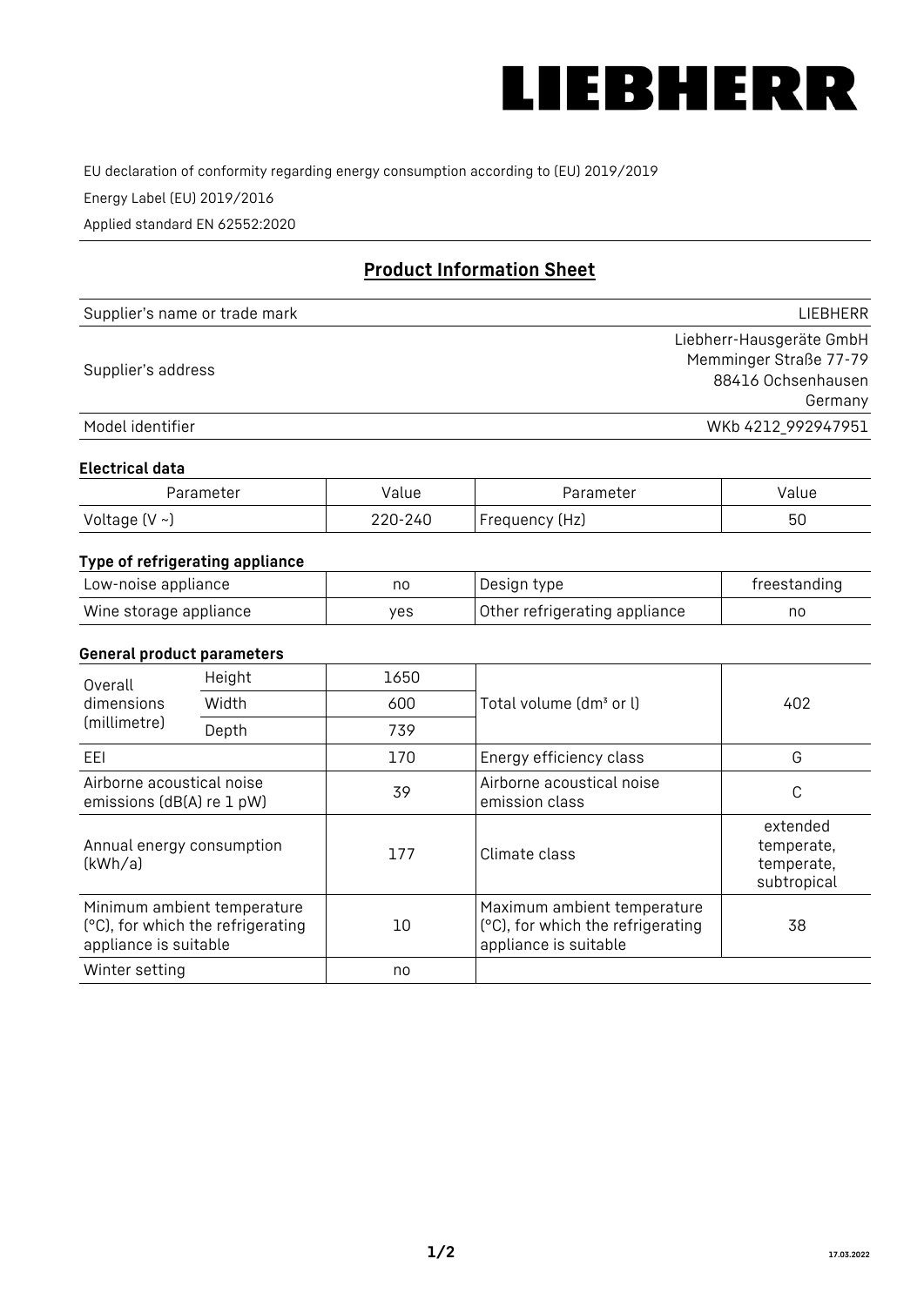# LIEBHERR

EU declaration of conformity regarding energy consumption according to (EU) 2019/2019

Energy Label (EU) 2019/2016

Applied standard EN 62552:2020

## Product Information Sheet

| | |
|---|---|
| Supplier's name or trade mark | LIEBHERR |
| Supplier's address | Liebherr-Hausgeräte GmbH<br>Memminger Straße 77-79<br>88416 Ochsenhausen<br>Germany |
| Model identifier | WKb 4212_992947951 |

### Electrical data

| Parameter | Value | Parameter | Value |
|---|---|---|---|
| Voltage (V ~) | 220-240 | Frequency (Hz) | 50 |

### Type of refrigerating appliance

| | | | |
|---|---|---|---|
| Low-noise appliance | no | Design type | freestanding |
| Wine storage appliance | yes | Other refrigerating appliance | no |

### General product parameters

| | | | | |
|---|---|---|---|---|
| Overall dimensions (millimetre) | Height | 1650 | Total volume (dm³ or l) | 402 |
| | Width | 600 | | |
| | Depth | 739 | | |
| EEI | | 170 | Energy efficiency class | G |
| Airborne acoustical noise emissions (dB(A) re 1 pW) | | 39 | Airborne acoustical noise emission class | C |
| Annual energy consumption (kWh/a) | | 177 | Climate class | extended temperate, temperate, subtropical |
| Minimum ambient temperature (°C), for which the refrigerating appliance is suitable | | 10 | Maximum ambient temperature (°C), for which the refrigerating appliance is suitable | 38 |
| Winter setting | | no | | |

17.03.2022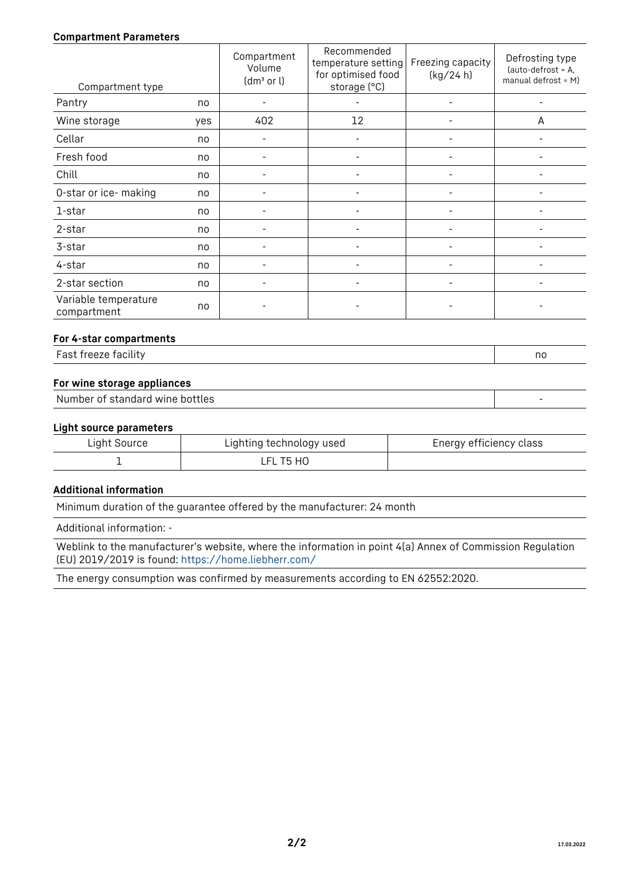**Compartment Parameters**

| Compartment type | | Compartment Volume (dm³ or l) | Recommended temperature setting for optimised food storage (°C) | Freezing capacity (kg/24 h) | Defrosting type (auto-defrost = A, manual defrost = M) |
|---|---|---|---|---|---|
| Pantry | no | - | - | - | - |
| Wine storage | yes | 402 | 12 | - | A |
| Cellar | no | - | - | - | - |
| Fresh food | no | - | - | - | - |
| Chill | no | - | - | - | - |
| 0-star or ice- making | no | - | - | - | - |
| 1-star | no | - | - | - | - |
| 2-star | no | - | - | - | - |
| 3-star | no | - | - | - | - |
| 4-star | no | - | - | - | - |
| 2-star section | no | - | - | - | - |
| Variable temperature compartment | no | - | - | - | - |

**For 4-star compartments**

| | |
|---|---|
| Fast freeze facility | no |

**For wine storage appliances**

| | |
|---|---|
| Number of standard wine bottles | - |

**Light source parameters**

| Light Source | Lighting technology used | Energy efficiency class |
|---|---|---|
| 1 | LFL T5 HO | |

**Additional information**

Minimum duration of the guarantee offered by the manufacturer: 24 month

Additional information: -

Weblink to the manufacturer's website, where the information in point 4(a) Annex of Commission Regulation (EU) 2019/2019 is found: https://home.liebherr.com/

The energy consumption was confirmed by measurements according to EN 62552:2020.

17.03.2022